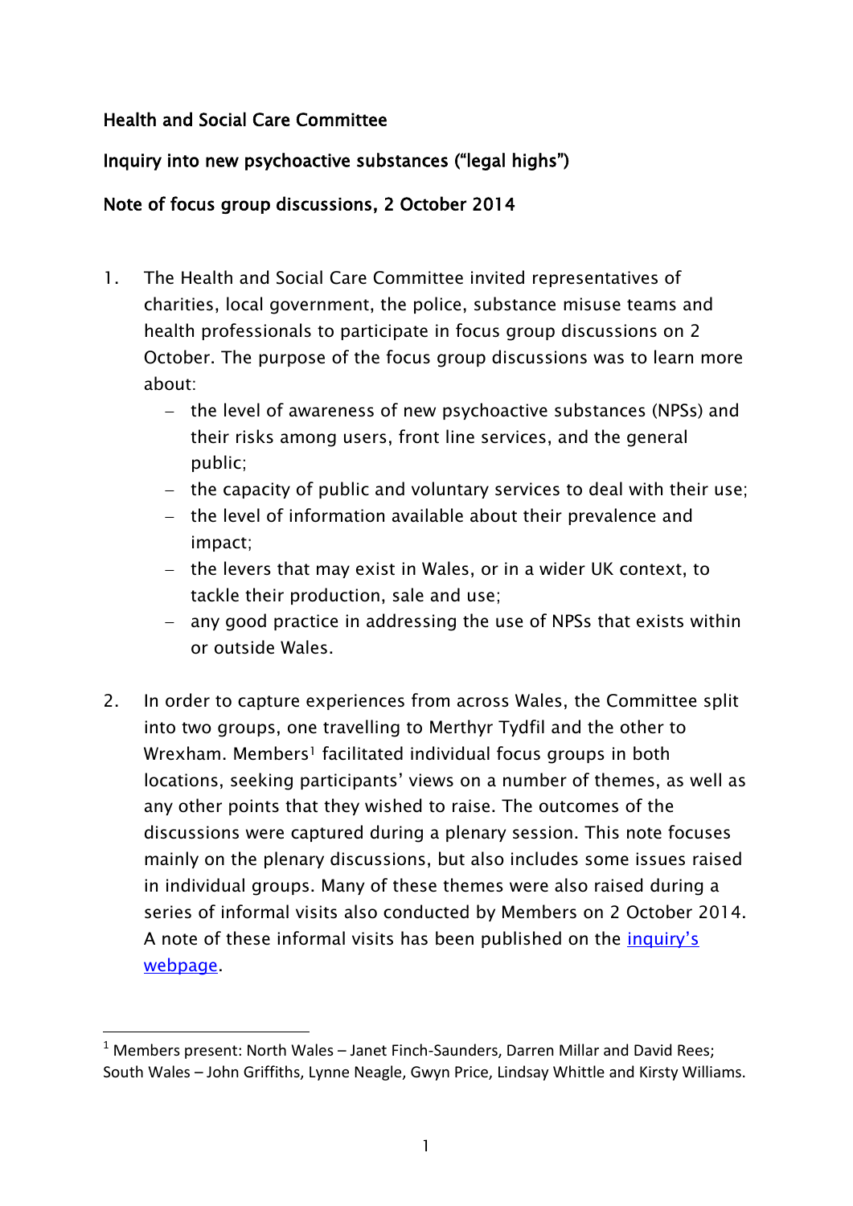**Health and Social Care Committee**

**Inquiry into new psychoactive substances ("legal highs")**

**Note of focus group discussions, 2 October 2014**

1. The Health and Social Care Committee invited representatives of charities, local government, the police, substance misuse teams and health professionals to participate in focus group discussions on 2 October. The purpose of the focus group discussions was to learn more about:
   - the level of awareness of new psychoactive substances (NPSs) and their risks among users, front line services, and the general public;
   - the capacity of public and voluntary services to deal with their use;
   - the level of information available about their prevalence and impact;
   - the levers that may exist in Wales, or in a wider UK context, to tackle their production, sale and use;
   - any good practice in addressing the use of NPSs that exists within or outside Wales.

2. In order to capture experiences from across Wales, the Committee split into two groups, one travelling to Merthyr Tydfil and the other to Wrexham. Members[1] facilitated individual focus groups in both locations, seeking participants' views on a number of themes, as well as any other points that they wished to raise. The outcomes of the discussions were captured during a plenary session. This note focuses mainly on the plenary discussions, but also includes some issues raised in individual groups. Many of these themes were also raised during a series of informal visits also conducted by Members on 2 October 2014. A note of these informal visits has been published on the [inquiry's webpage](inquiry's webpage).

[1] Members present: North Wales – Janet Finch-Saunders, Darren Millar and David Rees; South Wales – John Griffiths, Lynne Neagle, Gwyn Price, Lindsay Whittle and Kirsty Williams.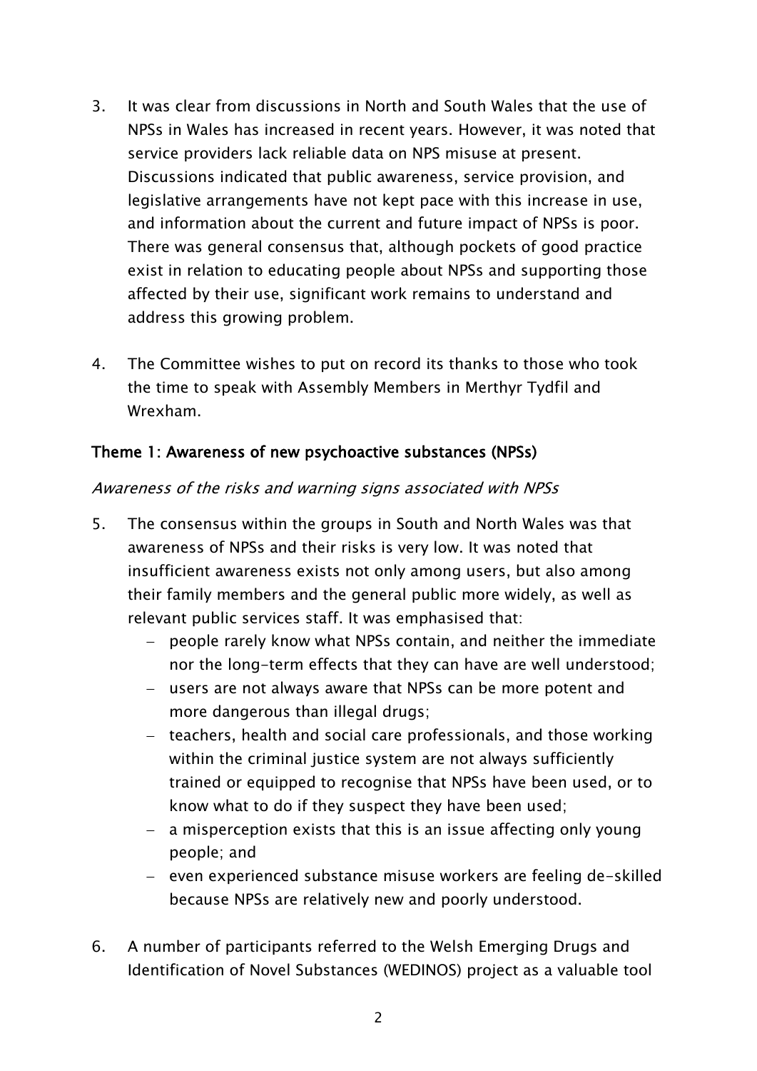3. It was clear from discussions in North and South Wales that the use of NPSs in Wales has increased in recent years. However, it was noted that service providers lack reliable data on NPS misuse at present. Discussions indicated that public awareness, service provision, and legislative arrangements have not kept pace with this increase in use, and information about the current and future impact of NPSs is poor. There was general consensus that, although pockets of good practice exist in relation to educating people about NPSs and supporting those affected by their use, significant work remains to understand and address this growing problem.

4. The Committee wishes to put on record its thanks to those who took the time to speak with Assembly Members in Merthyr Tydfil and Wrexham.

### Theme 1: Awareness of new psychoactive substances (NPSs)

*Awareness of the risks and warning signs associated with NPSs*

5. The consensus within the groups in South and North Wales was that awareness of NPSs and their risks is very low. It was noted that insufficient awareness exists not only among users, but also among their family members and the general public more widely, as well as relevant public services staff. It was emphasised that:
    - people rarely know what NPSs contain, and neither the immediate nor the long-term effects that they can have are well understood;
    - users are not always aware that NPSs can be more potent and more dangerous than illegal drugs;
    - teachers, health and social care professionals, and those working within the criminal justice system are not always sufficiently trained or equipped to recognise that NPSs have been used, or to know what to do if they suspect they have been used;
    - a misperception exists that this is an issue affecting only young people; and
    - even experienced substance misuse workers are feeling de-skilled because NPSs are relatively new and poorly understood.

6. A number of participants referred to the Welsh Emerging Drugs and Identification of Novel Substances (WEDINOS) project as a valuable tool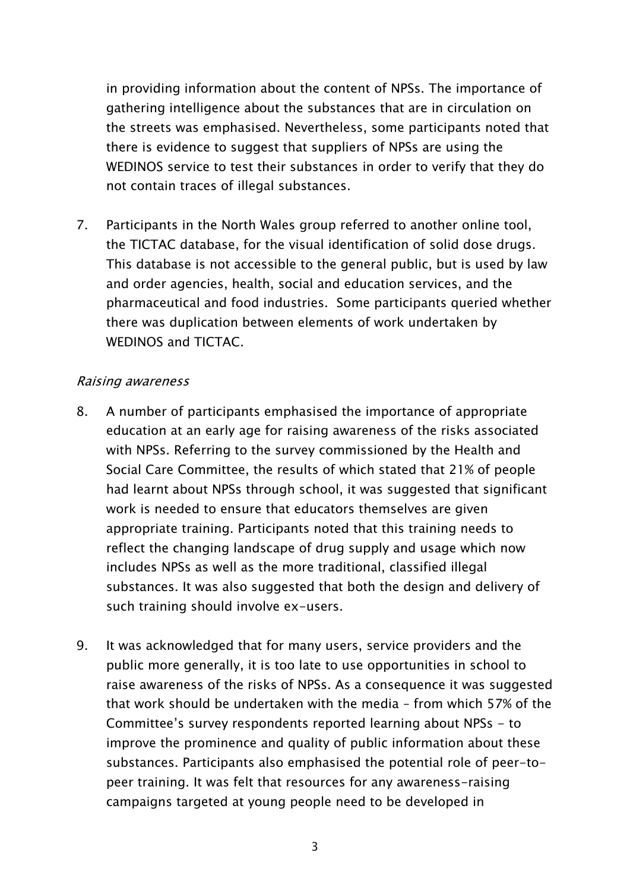in providing information about the content of NPSs. The importance of gathering intelligence about the substances that are in circulation on the streets was emphasised. Nevertheless, some participants noted that there is evidence to suggest that suppliers of NPSs are using the WEDINOS service to test their substances in order to verify that they do not contain traces of illegal substances.

7. Participants in the North Wales group referred to another online tool, the TICTAC database, for the visual identification of solid dose drugs. This database is not accessible to the general public, but is used by law and order agencies, health, social and education services, and the pharmaceutical and food industries. Some participants queried whether there was duplication between elements of work undertaken by WEDINOS and TICTAC.

*Raising awareness*

8. A number of participants emphasised the importance of appropriate education at an early age for raising awareness of the risks associated with NPSs. Referring to the survey commissioned by the Health and Social Care Committee, the results of which stated that 21% of people had learnt about NPSs through school, it was suggested that significant work is needed to ensure that educators themselves are given appropriate training. Participants noted that this training needs to reflect the changing landscape of drug supply and usage which now includes NPSs as well as the more traditional, classified illegal substances. It was also suggested that both the design and delivery of such training should involve ex-users.

9. It was acknowledged that for many users, service providers and the public more generally, it is too late to use opportunities in school to raise awareness of the risks of NPSs. As a consequence it was suggested that work should be undertaken with the media – from which 57% of the Committee's survey respondents reported learning about NPSs - to improve the prominence and quality of public information about these substances. Participants also emphasised the potential role of peer-to-peer training. It was felt that resources for any awareness-raising campaigns targeted at young people need to be developed in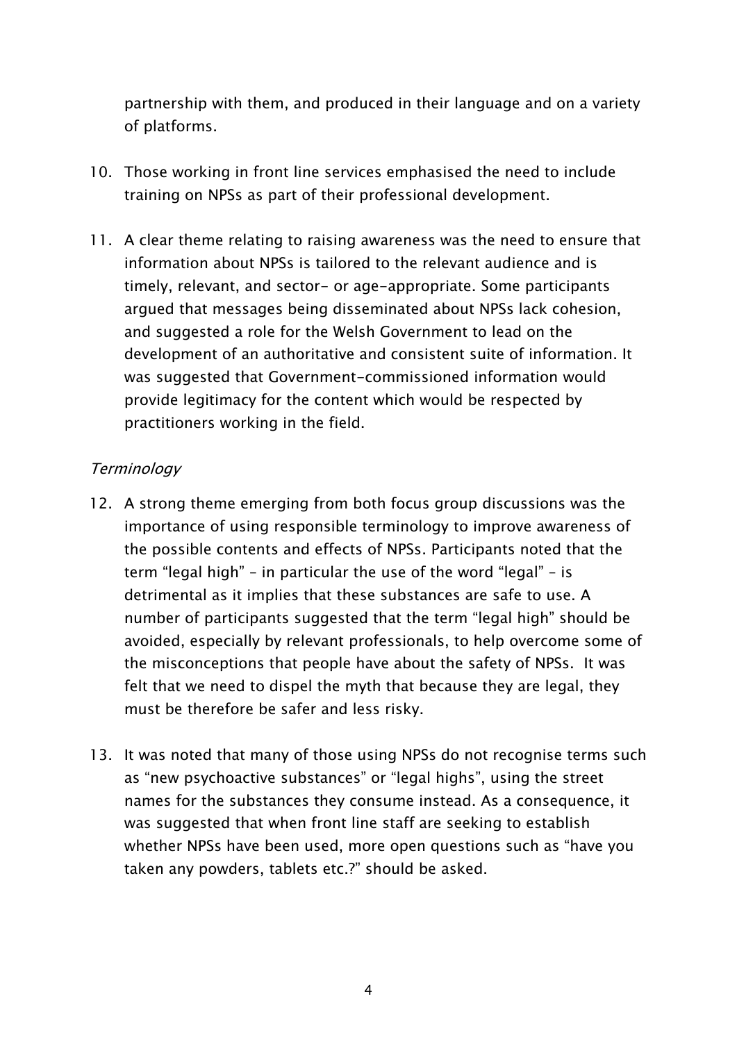partnership with them, and produced in their language and on a variety of platforms.

10. Those working in front line services emphasised the need to include training on NPSs as part of their professional development.

11. A clear theme relating to raising awareness was the need to ensure that information about NPSs is tailored to the relevant audience and is timely, relevant, and sector- or age-appropriate. Some participants argued that messages being disseminated about NPSs lack cohesion, and suggested a role for the Welsh Government to lead on the development of an authoritative and consistent suite of information. It was suggested that Government-commissioned information would provide legitimacy for the content which would be respected by practitioners working in the field.

*Terminology*

12. A strong theme emerging from both focus group discussions was the importance of using responsible terminology to improve awareness of the possible contents and effects of NPSs. Participants noted that the term “legal high” – in particular the use of the word “legal” – is detrimental as it implies that these substances are safe to use. A number of participants suggested that the term “legal high” should be avoided, especially by relevant professionals, to help overcome some of the misconceptions that people have about the safety of NPSs. It was felt that we need to dispel the myth that because they are legal, they must be therefore be safer and less risky.

13. It was noted that many of those using NPSs do not recognise terms such as “new psychoactive substances” or “legal highs”, using the street names for the substances they consume instead. As a consequence, it was suggested that when front line staff are seeking to establish whether NPSs have been used, more open questions such as “have you taken any powders, tablets etc.?” should be asked.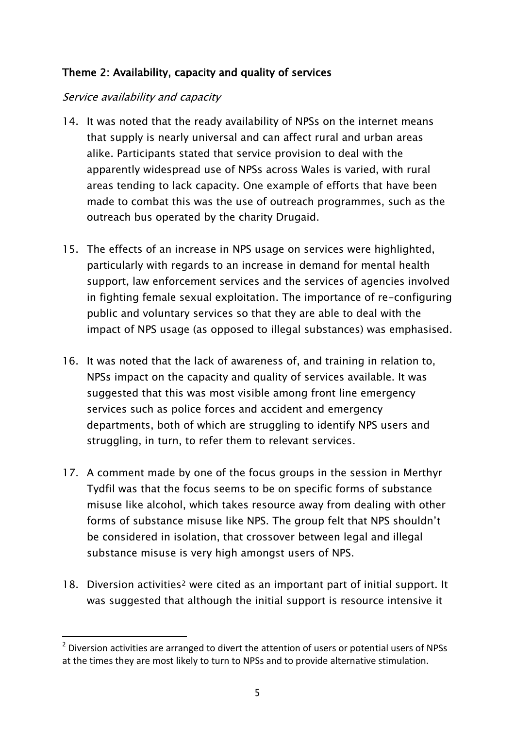## Theme 2: Availability, capacity and quality of services

*Service availability and capacity*

14. It was noted that the ready availability of NPSs on the internet means that supply is nearly universal and can affect rural and urban areas alike. Participants stated that service provision to deal with the apparently widespread use of NPSs across Wales is varied, with rural areas tending to lack capacity. One example of efforts that have been made to combat this was the use of outreach programmes, such as the outreach bus operated by the charity Drugaid.

15. The effects of an increase in NPS usage on services were highlighted, particularly with regards to an increase in demand for mental health support, law enforcement services and the services of agencies involved in fighting female sexual exploitation. The importance of re-configuring public and voluntary services so that they are able to deal with the impact of NPS usage (as opposed to illegal substances) was emphasised.

16. It was noted that the lack of awareness of, and training in relation to, NPSs impact on the capacity and quality of services available. It was suggested that this was most visible among front line emergency services such as police forces and accident and emergency departments, both of which are struggling to identify NPS users and struggling, in turn, to refer them to relevant services.

17. A comment made by one of the focus groups in the session in Merthyr Tydfil was that the focus seems to be on specific forms of substance misuse like alcohol, which takes resource away from dealing with other forms of substance misuse like NPS. The group felt that NPS shouldn't be considered in isolation, that crossover between legal and illegal substance misuse is very high amongst users of NPS.

18. Diversion activities[2] were cited as an important part of initial support. It was suggested that although the initial support is resource intensive it

---

[2] Diversion activities are arranged to divert the attention of users or potential users of NPSs at the times they are most likely to turn to NPSs and to provide alternative stimulation.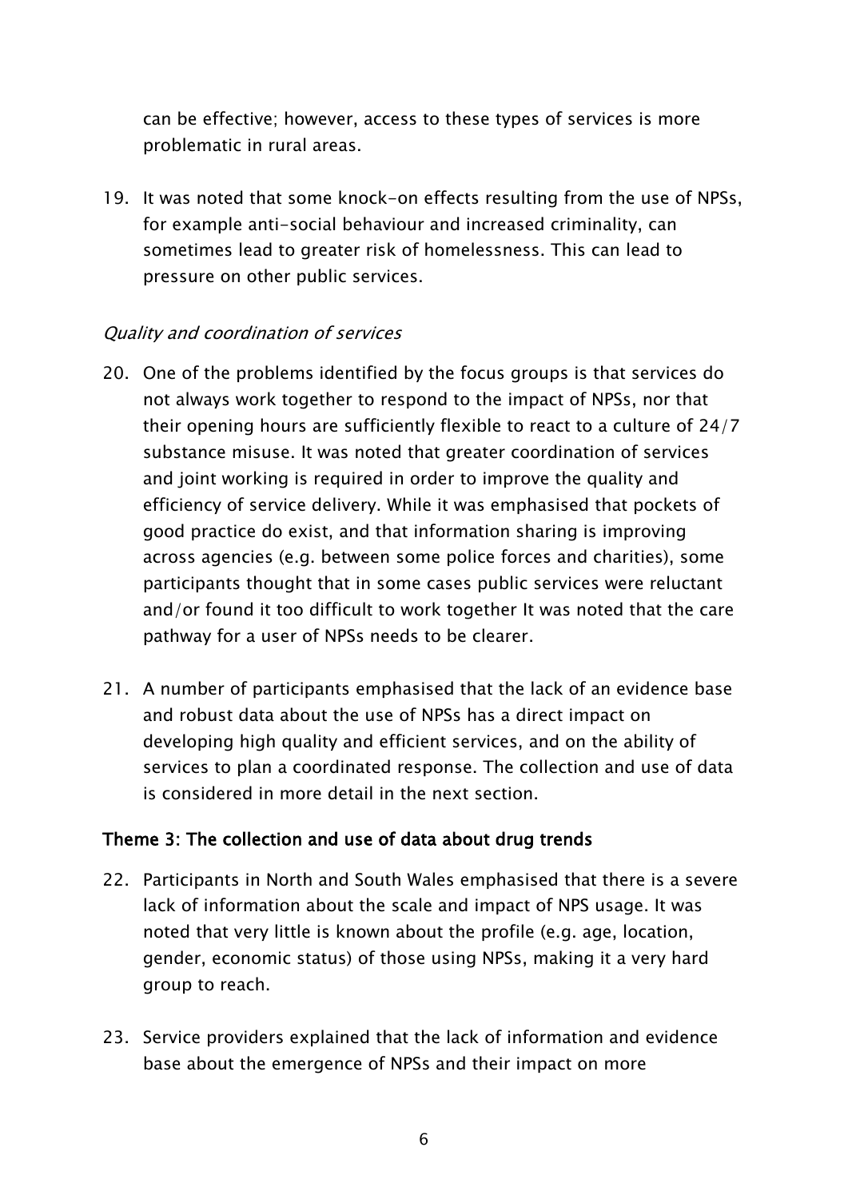can be effective; however, access to these types of services is more problematic in rural areas.

19. It was noted that some knock-on effects resulting from the use of NPSs, for example anti-social behaviour and increased criminality, can sometimes lead to greater risk of homelessness. This can lead to pressure on other public services.

*Quality and coordination of services*

20. One of the problems identified by the focus groups is that services do not always work together to respond to the impact of NPSs, nor that their opening hours are sufficiently flexible to react to a culture of 24/7 substance misuse. It was noted that greater coordination of services and joint working is required in order to improve the quality and efficiency of service delivery. While it was emphasised that pockets of good practice do exist, and that information sharing is improving across agencies (e.g. between some police forces and charities), some participants thought that in some cases public services were reluctant and/or found it too difficult to work together It was noted that the care pathway for a user of NPSs needs to be clearer.

21. A number of participants emphasised that the lack of an evidence base and robust data about the use of NPSs has a direct impact on developing high quality and efficient services, and on the ability of services to plan a coordinated response. The collection and use of data is considered in more detail in the next section.

### Theme 3: The collection and use of data about drug trends

22. Participants in North and South Wales emphasised that there is a severe lack of information about the scale and impact of NPS usage. It was noted that very little is known about the profile (e.g. age, location, gender, economic status) of those using NPSs, making it a very hard group to reach.

23. Service providers explained that the lack of information and evidence base about the emergence of NPSs and their impact on more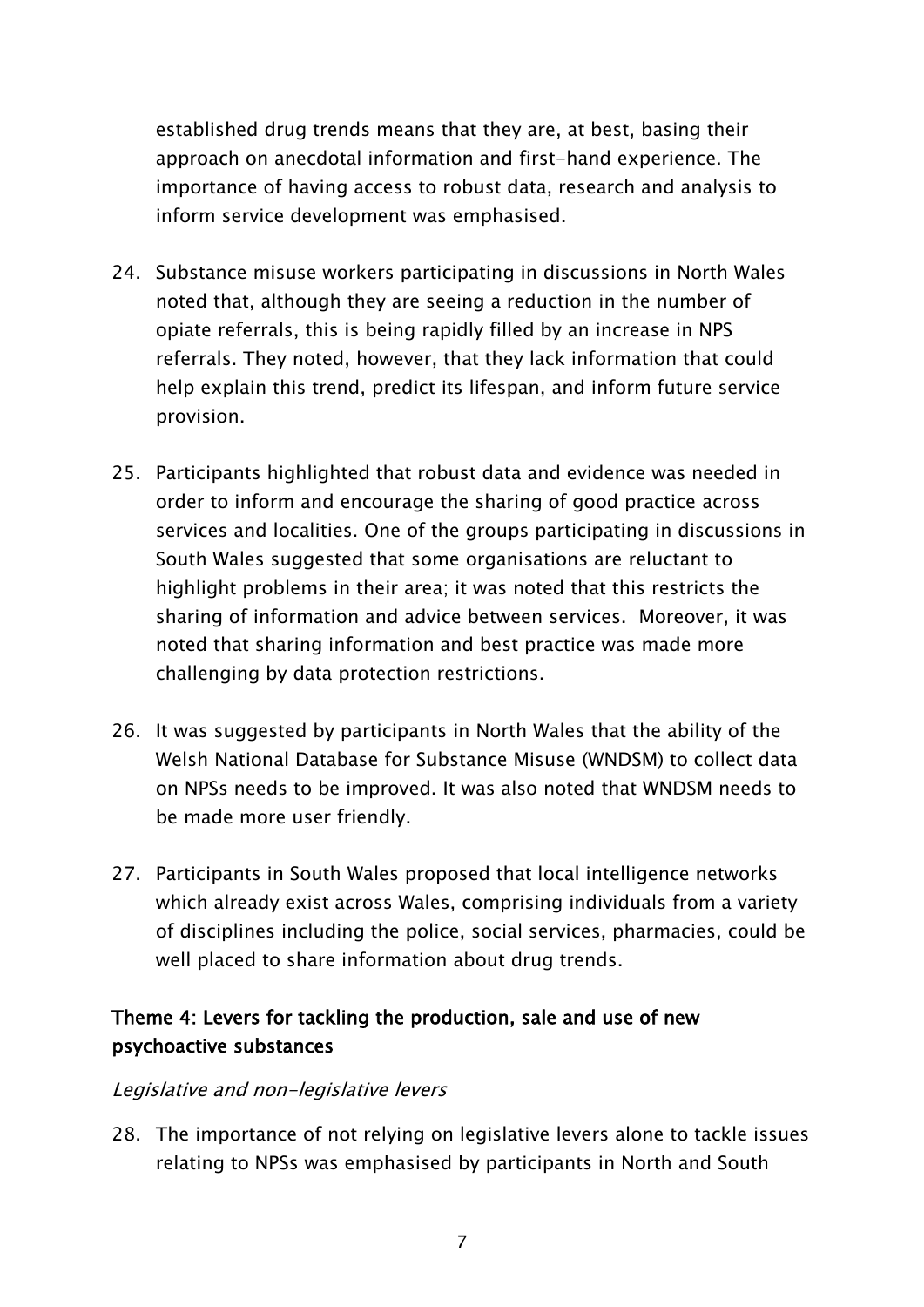established drug trends means that they are, at best, basing their approach on anecdotal information and first-hand experience. The importance of having access to robust data, research and analysis to inform service development was emphasised.

24. Substance misuse workers participating in discussions in North Wales noted that, although they are seeing a reduction in the number of opiate referrals, this is being rapidly filled by an increase in NPS referrals. They noted, however, that they lack information that could help explain this trend, predict its lifespan, and inform future service provision.

25. Participants highlighted that robust data and evidence was needed in order to inform and encourage the sharing of good practice across services and localities. One of the groups participating in discussions in South Wales suggested that some organisations are reluctant to highlight problems in their area; it was noted that this restricts the sharing of information and advice between services. Moreover, it was noted that sharing information and best practice was made more challenging by data protection restrictions.

26. It was suggested by participants in North Wales that the ability of the Welsh National Database for Substance Misuse (WNDSM) to collect data on NPSs needs to be improved. It was also noted that WNDSM needs to be made more user friendly.

27. Participants in South Wales proposed that local intelligence networks which already exist across Wales, comprising individuals from a variety of disciplines including the police, social services, pharmacies, could be well placed to share information about drug trends.

### Theme 4: Levers for tackling the production, sale and use of new psychoactive substances

*Legislative and non-legislative levers*

28. The importance of not relying on legislative levers alone to tackle issues relating to NPSs was emphasised by participants in North and South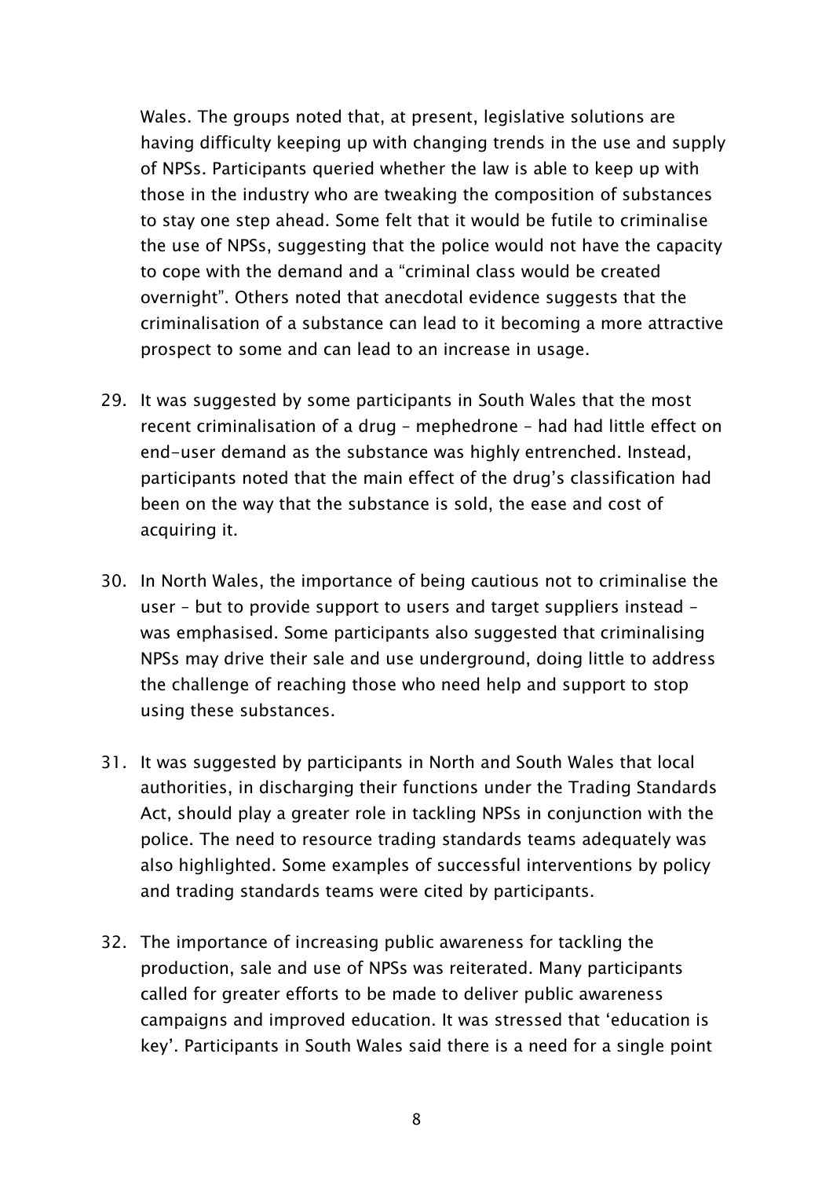Wales. The groups noted that, at present, legislative solutions are having difficulty keeping up with changing trends in the use and supply of NPSs. Participants queried whether the law is able to keep up with those in the industry who are tweaking the composition of substances to stay one step ahead. Some felt that it would be futile to criminalise the use of NPSs, suggesting that the police would not have the capacity to cope with the demand and a "criminal class would be created overnight". Others noted that anecdotal evidence suggests that the criminalisation of a substance can lead to it becoming a more attractive prospect to some and can lead to an increase in usage.

29. It was suggested by some participants in South Wales that the most recent criminalisation of a drug – mephedrone – had had little effect on end-user demand as the substance was highly entrenched. Instead, participants noted that the main effect of the drug's classification had been on the way that the substance is sold, the ease and cost of acquiring it.

30. In North Wales, the importance of being cautious not to criminalise the user – but to provide support to users and target suppliers instead – was emphasised. Some participants also suggested that criminalising NPSs may drive their sale and use underground, doing little to address the challenge of reaching those who need help and support to stop using these substances.

31. It was suggested by participants in North and South Wales that local authorities, in discharging their functions under the Trading Standards Act, should play a greater role in tackling NPSs in conjunction with the police. The need to resource trading standards teams adequately was also highlighted. Some examples of successful interventions by policy and trading standards teams were cited by participants.

32. The importance of increasing public awareness for tackling the production, sale and use of NPSs was reiterated. Many participants called for greater efforts to be made to deliver public awareness campaigns and improved education. It was stressed that 'education is key'. Participants in South Wales said there is a need for a single point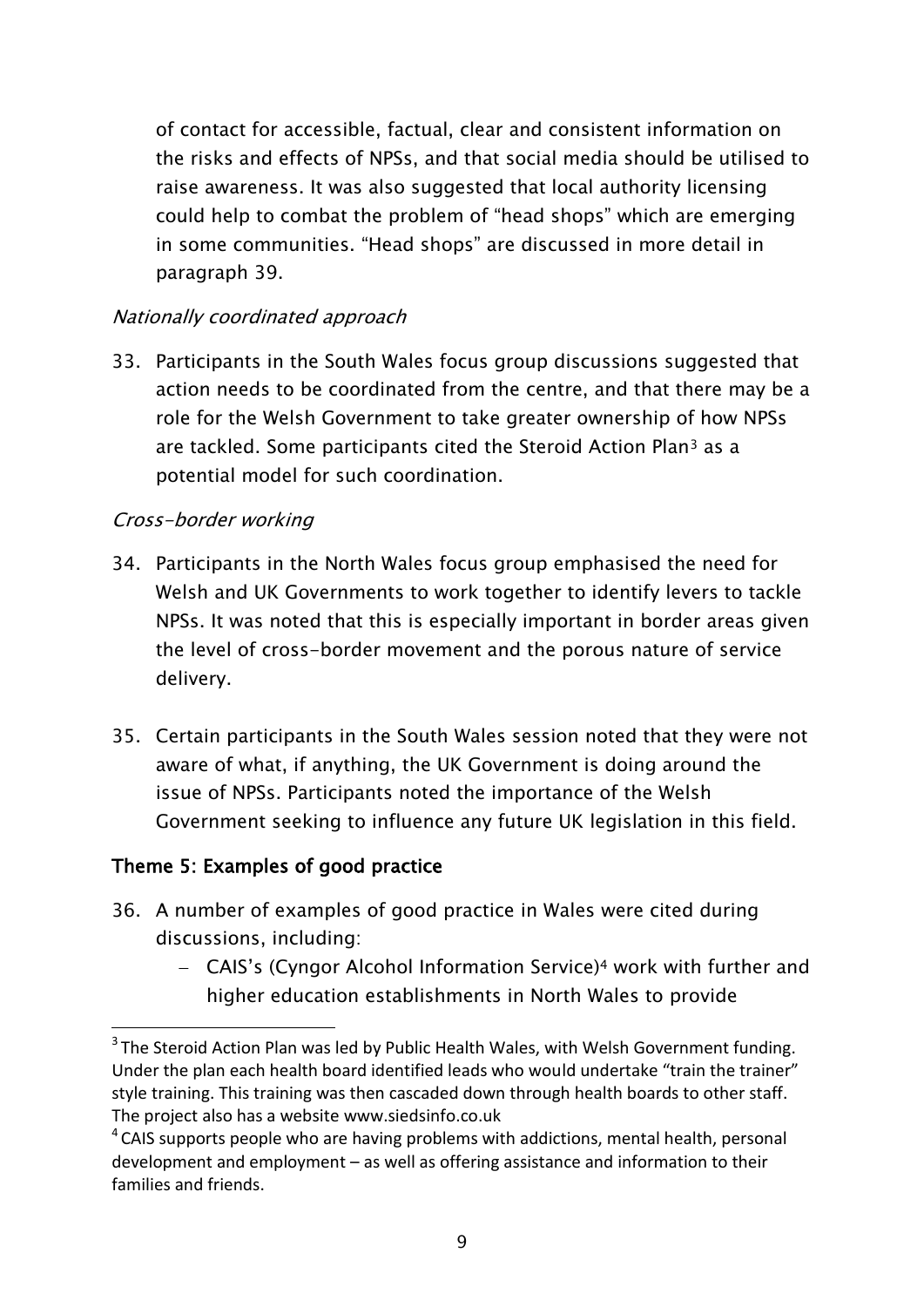of contact for accessible, factual, clear and consistent information on the risks and effects of NPSs, and that social media should be utilised to raise awareness. It was also suggested that local authority licensing could help to combat the problem of "head shops" which are emerging in some communities. "Head shops" are discussed in more detail in paragraph 39.

*Nationally coordinated approach*

33. Participants in the South Wales focus group discussions suggested that action needs to be coordinated from the centre, and that there may be a role for the Welsh Government to take greater ownership of how NPSs are tackled. Some participants cited the Steroid Action Plan[3] as a potential model for such coordination.

*Cross-border working*

34. Participants in the North Wales focus group emphasised the need for Welsh and UK Governments to work together to identify levers to tackle NPSs. It was noted that this is especially important in border areas given the level of cross-border movement and the porous nature of service delivery.

35. Certain participants in the South Wales session noted that they were not aware of what, if anything, the UK Government is doing around the issue of NPSs. Participants noted the importance of the Welsh Government seeking to influence any future UK legislation in this field.

## Theme 5: Examples of good practice

36. A number of examples of good practice in Wales were cited during discussions, including:
    - CAIS's (Cyngor Alcohol Information Service)[4] work with further and higher education establishments in North Wales to provide

---

[3] The Steroid Action Plan was led by Public Health Wales, with Welsh Government funding. Under the plan each health board identified leads who would undertake "train the trainer" style training. This training was then cascaded down through health boards to other staff. The project also has a website www.siedsinfo.co.uk

[4] CAIS supports people who are having problems with addictions, mental health, personal development and employment – as well as offering assistance and information to their families and friends.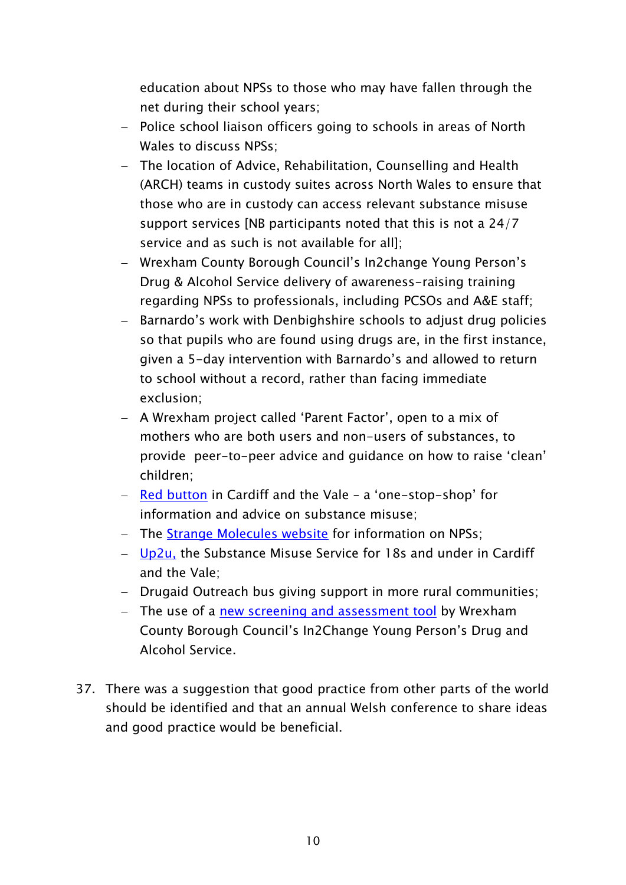education about NPSs to those who may have fallen through the net during their school years;

- Police school liaison officers going to schools in areas of North Wales to discuss NPSs;
- The location of Advice, Rehabilitation, Counselling and Health (ARCH) teams in custody suites across North Wales to ensure that those who are in custody can access relevant substance misuse support services [NB participants noted that this is not a 24/7 service and as such is not available for all];
- Wrexham County Borough Council's In2change Young Person's Drug & Alcohol Service delivery of awareness-raising training regarding NPSs to professionals, including PCSOs and A&E staff;
- Barnardo's work with Denbighshire schools to adjust drug policies so that pupils who are found using drugs are, in the first instance, given a 5-day intervention with Barnardo's and allowed to return to school without a record, rather than facing immediate exclusion;
- A Wrexham project called 'Parent Factor', open to a mix of mothers who are both users and non-users of substances, to provide peer-to-peer advice and guidance on how to raise 'clean' children;
- Red button in Cardiff and the Vale – a 'one-stop-shop' for information and advice on substance misuse;
- The Strange Molecules website for information on NPSs;
- Up2u, the Substance Misuse Service for 18s and under in Cardiff and the Vale;
- Drugaid Outreach bus giving support in more rural communities;
- The use of a new screening and assessment tool by Wrexham County Borough Council's In2Change Young Person's Drug and Alcohol Service.

37. There was a suggestion that good practice from other parts of the world should be identified and that an annual Welsh conference to share ideas and good practice would be beneficial.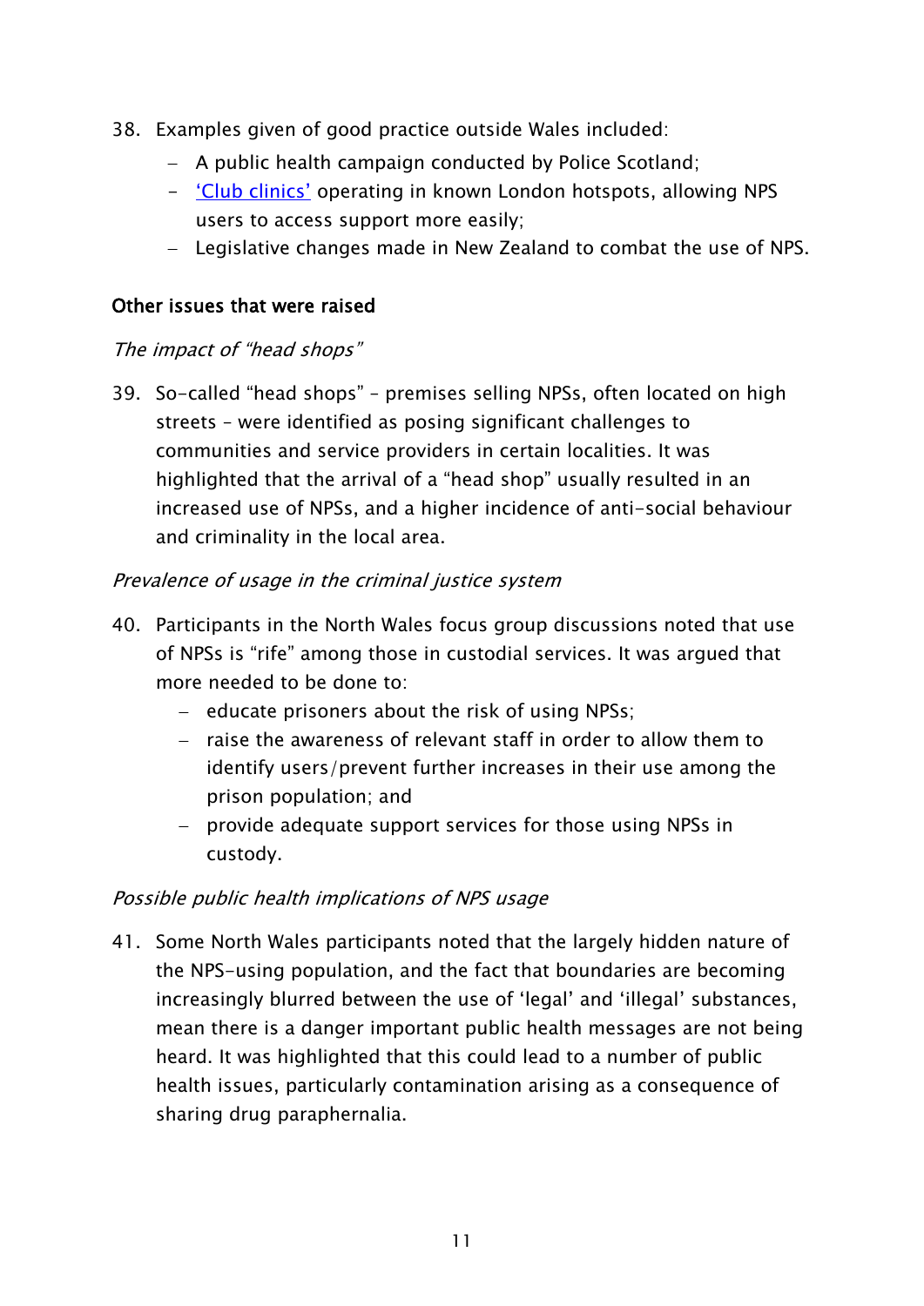38. Examples given of good practice outside Wales included:
    - A public health campaign conducted by Police Scotland;
    - ['Club clinics'](#) operating in known London hotspots, allowing NPS users to access support more easily;
    - Legislative changes made in New Zealand to combat the use of NPS.

**Other issues that were raised**

*The impact of "head shops"*

39. So-called "head shops" – premises selling NPSs, often located on high streets – were identified as posing significant challenges to communities and service providers in certain localities. It was highlighted that the arrival of a "head shop" usually resulted in an increased use of NPSs, and a higher incidence of anti-social behaviour and criminality in the local area.

*Prevalence of usage in the criminal justice system*

40. Participants in the North Wales focus group discussions noted that use of NPSs is "rife" among those in custodial services. It was argued that more needed to be done to:
    - educate prisoners about the risk of using NPSs;
    - raise the awareness of relevant staff in order to allow them to identify users/prevent further increases in their use among the prison population; and
    - provide adequate support services for those using NPSs in custody.

*Possible public health implications of NPS usage*

41. Some North Wales participants noted that the largely hidden nature of the NPS-using population, and the fact that boundaries are becoming increasingly blurred between the use of 'legal' and 'illegal' substances, mean there is a danger important public health messages are not being heard. It was highlighted that this could lead to a number of public health issues, particularly contamination arising as a consequence of sharing drug paraphernalia.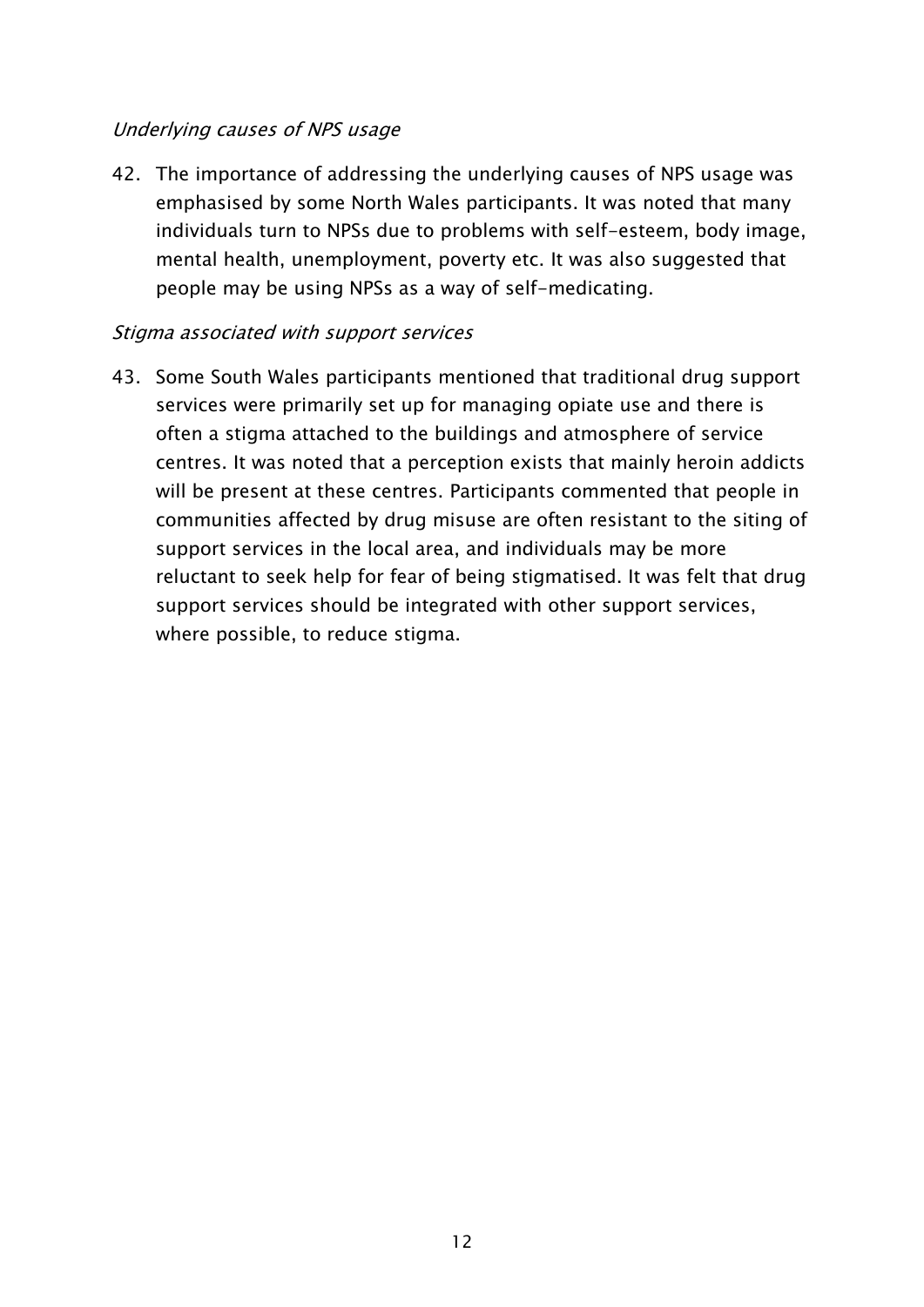*Underlying causes of NPS usage*

42. The importance of addressing the underlying causes of NPS usage was emphasised by some North Wales participants. It was noted that many individuals turn to NPSs due to problems with self-esteem, body image, mental health, unemployment, poverty etc. It was also suggested that people may be using NPSs as a way of self-medicating.

*Stigma associated with support services*

43. Some South Wales participants mentioned that traditional drug support services were primarily set up for managing opiate use and there is often a stigma attached to the buildings and atmosphere of service centres. It was noted that a perception exists that mainly heroin addicts will be present at these centres. Participants commented that people in communities affected by drug misuse are often resistant to the siting of support services in the local area, and individuals may be more reluctant to seek help for fear of being stigmatised. It was felt that drug support services should be integrated with other support services, where possible, to reduce stigma.